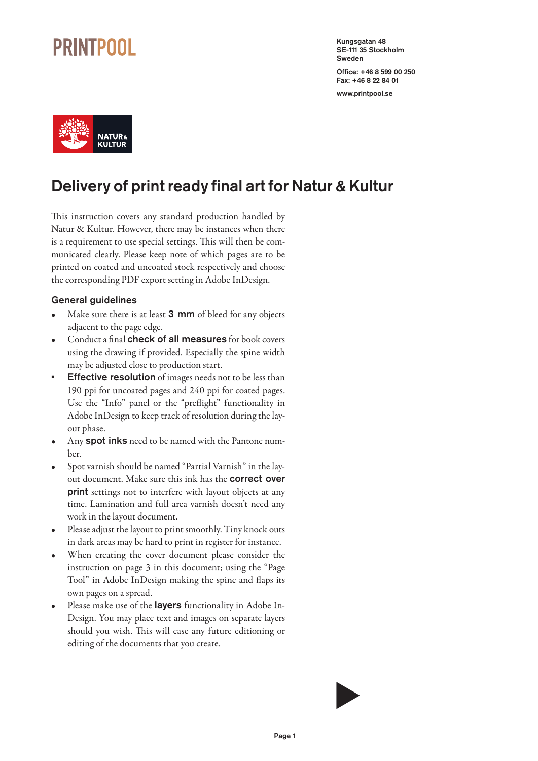PRINTPOOL

Kungsgatan 48
SE-111 35 Stockholm
Sweden

Office: +46 8 599 00 250
Fax: +46 8 22 84 01

www.printpool.se

NATUR & KULTUR

# Delivery of print ready final art for Natur & Kultur

This instruction covers any standard production handled by Natur & Kultur. However, there may be instances when there is a requirement to use special settings. This will then be communicated clearly. Please keep note of which pages are to be printed on coated and uncoated stock respectively and choose the corresponding PDF export setting in Adobe InDesign.

## General guidelines

- Make sure there is at least **3 mm** of bleed for any objects adjacent to the page edge.
- Conduct a final **check of all measures** for book covers using the drawing if provided. Especially the spine width may be adjusted close to production start.
- **Effective resolution** of images needs not to be less than 190 ppi for uncoated pages and 240 ppi for coated pages. Use the "Info" panel or the "preflight" functionality in Adobe InDesign to keep track of resolution during the layout phase.
- Any **spot inks** need to be named with the Pantone number.
- Spot varnish should be named "Partial Varnish" in the layout document. Make sure this ink has the **correct over print** settings not to interfere with layout objects at any time. Lamination and full area varnish doesn't need any work in the layout document.
- Please adjust the layout to print smoothly. Tiny knock outs in dark areas may be hard to print in register for instance.
- When creating the cover document please consider the instruction on page 3 in this document; using the "Page Tool" in Adobe InDesign making the spine and flaps its own pages on a spread.
- Please make use of the **layers** functionality in Adobe InDesign. You may place text and images on separate layers should you wish. This will ease any future editioning or editing of the documents that you create.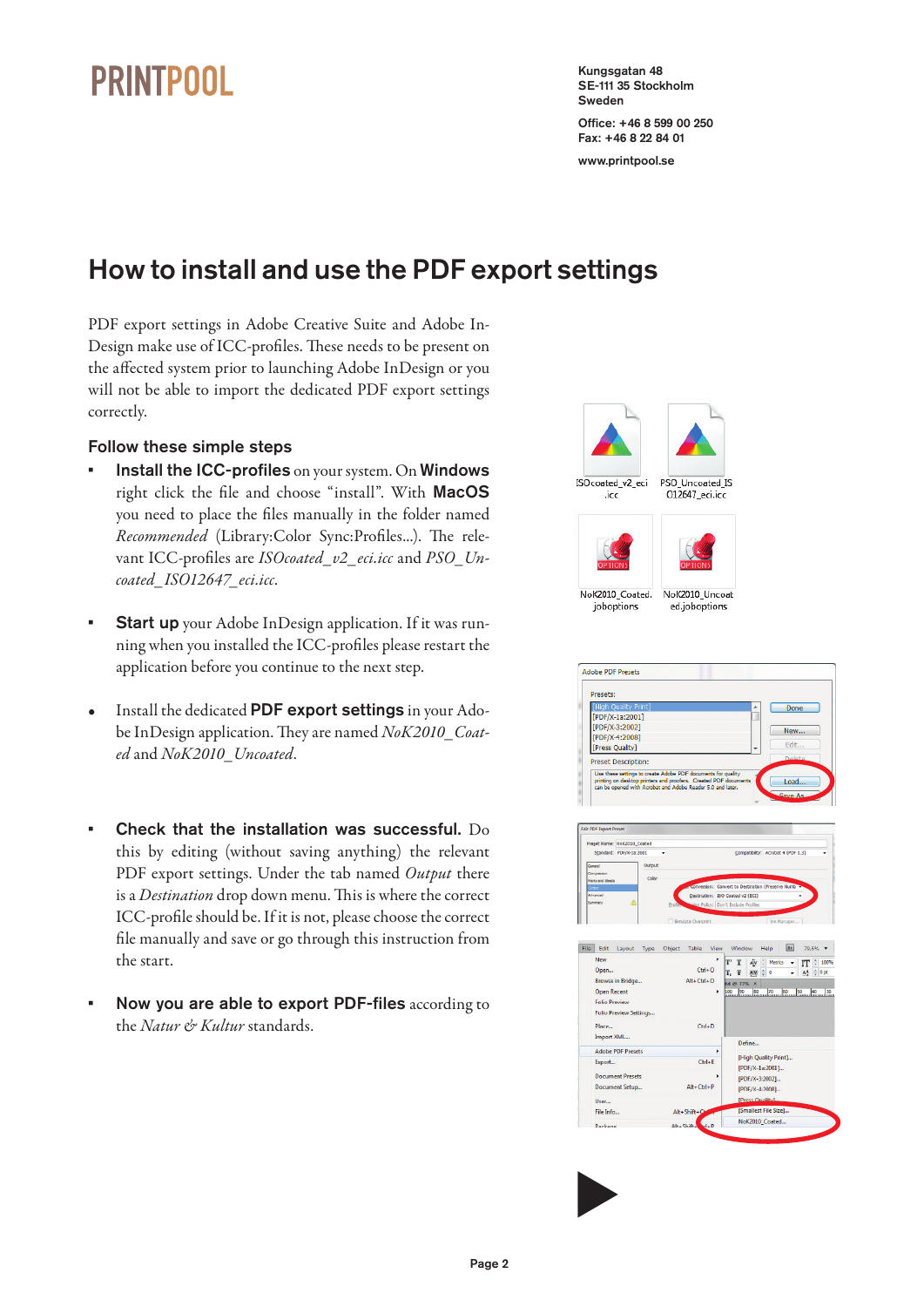PRINTPOOL

Kungsgatan 48
SE-111 35 Stockholm
Sweden

Office: +46 8 599 00 250
Fax: +46 8 22 84 01

www.printpool.se

# How to install and use the PDF export settings

PDF export settings in Adobe Creative Suite and Adobe InDesign make use of ICC-profiles. These needs to be present on the affected system prior to launching Adobe InDesign or you will not be able to import the dedicated PDF export settings correctly.

### Follow these simple steps

- **Install the ICC-profiles** on your system. On **Windows** right click the file and choose "install". With **MacOS** you need to place the files manually in the folder named *Recommended* (Library:Color Sync:Profiles...). The relevant ICC-profiles are *ISOcoated_v2_eci.icc* and *PSO_Uncoated_ISO12647_eci.icc*.

- **Start up** your Adobe InDesign application. If it was running when you installed the ICC-profiles please restart the application before you continue to the next step.

- Install the dedicated **PDF export settings** in your Adobe InDesign application. They are named *NoK2010_Coated* and *NoK2010_Uncoated*.

- **Check that the installation was successful.** Do this by editing (without saving anything) the relevant PDF export settings. Under the tab named *Output* there is a *Destination* drop down menu. This is where the correct ICC-profile should be. If it is not, please choose the correct file manually and save or go through this instruction from the start.

- **Now you are able to export PDF-files** according to the *Natur & Kultur* standards.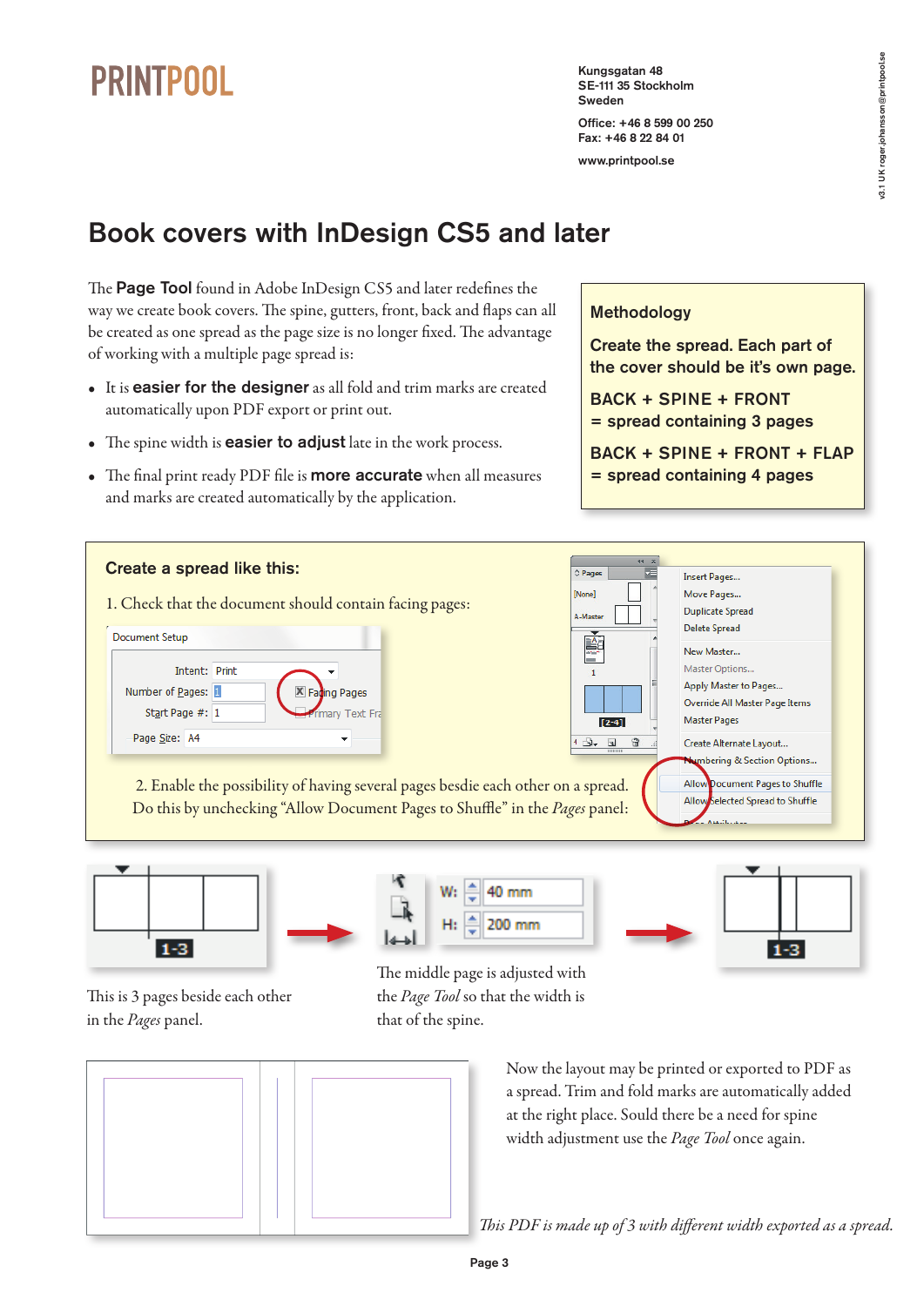PRINTPOOL

Kungsgatan 48
SE-111 35 Stockholm
Sweden

Office: +46 8 599 00 250
Fax: +46 8 22 84 01

www.printpool.se

# Book covers with InDesign CS5 and later

The **Page Tool** found in Adobe InDesign CS5 and later redefines the way we create book covers. The spine, gutters, front, back and flaps can all be created as one spread as the page size is no longer fixed. The advantage of working with a multiple page spread is:

- It is **easier for the designer** as all fold and trim marks are created automatically upon PDF export or print out.
- The spine width is **easier to adjust** late in the work process.
- The final print ready PDF file is **more accurate** when all measures and marks are created automatically by the application.

**Methodology**

**Create the spread. Each part of the cover should be it's own page.**

**BACK + SPINE + FRONT = spread containing 3 pages**

**BACK + SPINE + FRONT + FLAP = spread containing 4 pages**

## Create a spread like this:

1. Check that the document should contain facing pages:

Document Setup
Intent: Print
Number of Pages: 1
Start Page #: 1
Page Size: A4
Facing Pages
Primary Text Fra

2. Enable the possibility of having several pages besdie each other on a spread. Do this by unchecking "Allow Document Pages to Shuffle" in the *Pages* panel:

Insert Pages...
Move Pages...
Duplicate Spread
Delete Spread
New Master...
Master Options...
Apply Master to Pages...
Override All Master Page Items
Master Pages
Create Alternate Layout...
Numbering & Section Options...
Allow Document Pages to Shuffle
Allow Selected Spread to Shuffle

1-3

This is 3 pages beside each other in the *Pages* panel.

W: 40 mm
H: 200 mm

The middle page is adjusted with the *Page Tool* so that the width is that of the spine.

1-3

Now the layout may be printed or exported to PDF as a spread. Trim and fold marks are automatically added at the right place. Sould there be a need for spine width adjustment use the *Page Tool* once again.

*This PDF is made up of 3 with different width exported as a spread.*